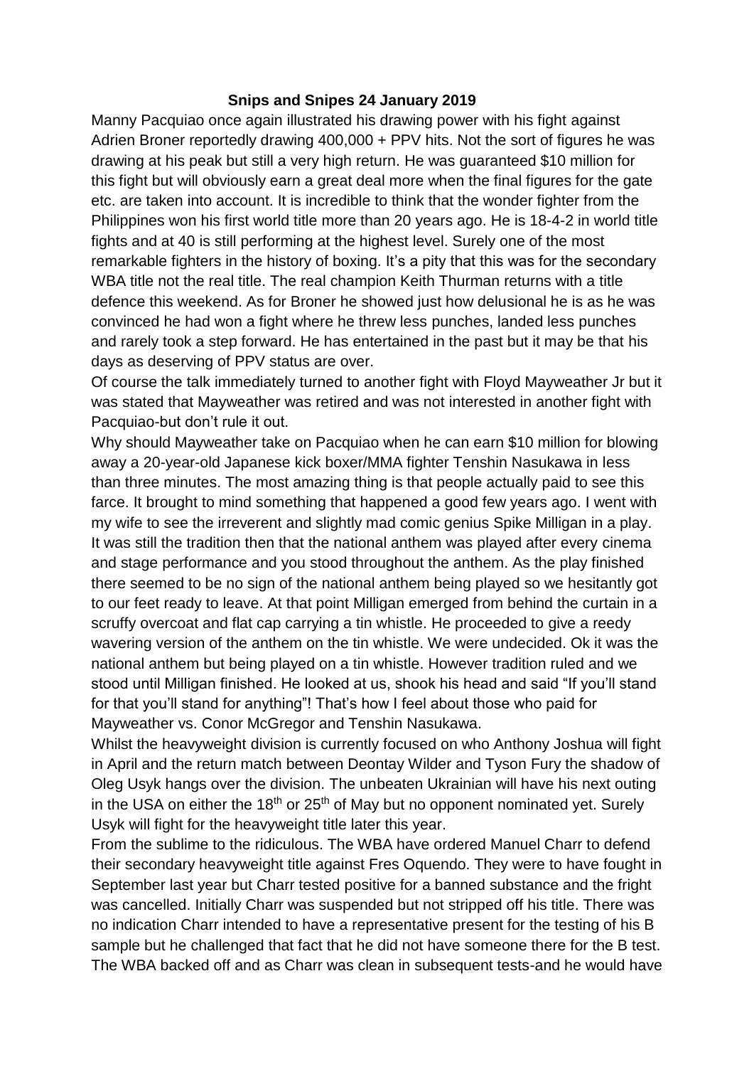**Snips and Snipes 24 January 2019**

Manny Pacquiao once again illustrated his drawing power with his fight against Adrien Broner reportedly drawing 400,000 + PPV hits. Not the sort of figures he was drawing at his peak but still a very high return. He was guaranteed \$10 million for this fight but will obviously earn a great deal more when the final figures for the gate etc. are taken into account. It is incredible to think that the wonder fighter from the Philippines won his first world title more than 20 years ago. He is 18-4-2 in world title fights and at 40 is still performing at the highest level. Surely one of the most remarkable fighters in the history of boxing. It's a pity that this was for the secondary WBA title not the real title. The real champion Keith Thurman returns with a title defence this weekend. As for Broner he showed just how delusional he is as he was convinced he had won a fight where he threw less punches, landed less punches and rarely took a step forward. He has entertained in the past but it may be that his days as deserving of PPV status are over.

Of course the talk immediately turned to another fight with Floyd Mayweather Jr but it was stated that Mayweather was retired and was not interested in another fight with Pacquiao-but don't rule it out.

Why should Mayweather take on Pacquiao when he can earn \$10 million for blowing away a 20-year-old Japanese kick boxer/MMA fighter Tenshin Nasukawa in less than three minutes. The most amazing thing is that people actually paid to see this farce. It brought to mind something that happened a good few years ago. I went with my wife to see the irreverent and slightly mad comic genius Spike Milligan in a play. It was still the tradition then that the national anthem was played after every cinema and stage performance and you stood throughout the anthem. As the play finished there seemed to be no sign of the national anthem being played so we hesitantly got to our feet ready to leave. At that point Milligan emerged from behind the curtain in a scruffy overcoat and flat cap carrying a tin whistle. He proceeded to give a reedy wavering version of the anthem on the tin whistle. We were undecided. Ok it was the national anthem but being played on a tin whistle. However tradition ruled and we stood until Milligan finished. He looked at us, shook his head and said "If you'll stand for that you'll stand for anything"! That's how I feel about those who paid for Mayweather vs. Conor McGregor and Tenshin Nasukawa.

Whilst the heavyweight division is currently focused on who Anthony Joshua will fight in April and the return match between Deontay Wilder and Tyson Fury the shadow of Oleg Usyk hangs over the division. The unbeaten Ukrainian will have his next outing in the USA on either the 18th or 25th of May but no opponent nominated yet. Surely Usyk will fight for the heavyweight title later this year.

From the sublime to the ridiculous. The WBA have ordered Manuel Charr to defend their secondary heavyweight title against Fres Oquendo. They were to have fought in September last year but Charr tested positive for a banned substance and the fright was cancelled. Initially Charr was suspended but not stripped off his title. There was no indication Charr intended to have a representative present for the testing of his B sample but he challenged that fact that he did not have someone there for the B test. The WBA backed off and as Charr was clean in subsequent tests-and he would have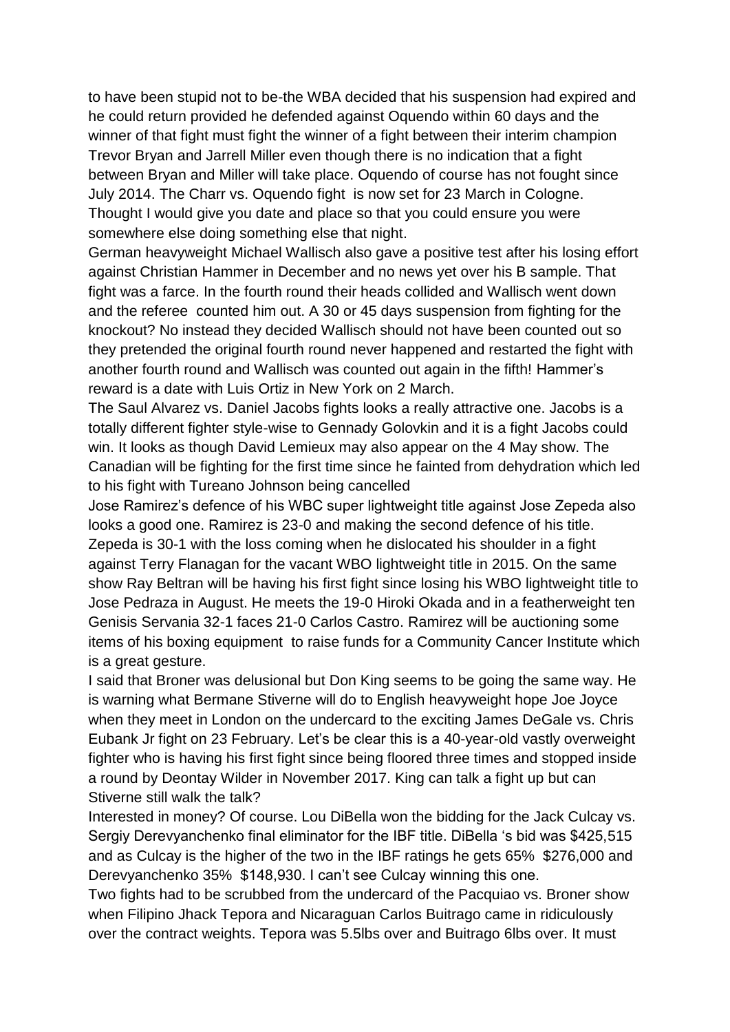to have been stupid not to be-the WBA decided that his suspension had expired and he could return provided he defended against Oquendo within 60 days and the winner of that fight must fight the winner of a fight between their interim champion Trevor Bryan and Jarrell Miller even though there is no indication that a fight between Bryan and Miller will take place. Oquendo of course has not fought since July 2014. The Charr vs. Oquendo fight is now set for 23 March in Cologne. Thought I would give you date and place so that you could ensure you were somewhere else doing something else that night.

German heavyweight Michael Wallisch also gave a positive test after his losing effort against Christian Hammer in December and no news yet over his B sample. That fight was a farce. In the fourth round their heads collided and Wallisch went down and the referee counted him out. A 30 or 45 days suspension from fighting for the knockout? No instead they decided Wallisch should not have been counted out so they pretended the original fourth round never happened and restarted the fight with another fourth round and Wallisch was counted out again in the fifth! Hammer's reward is a date with Luis Ortiz in New York on 2 March.

The Saul Alvarez vs. Daniel Jacobs fights looks a really attractive one. Jacobs is a totally different fighter style-wise to Gennady Golovkin and it is a fight Jacobs could win. It looks as though David Lemieux may also appear on the 4 May show. The Canadian will be fighting for the first time since he fainted from dehydration which led to his fight with Tureano Johnson being cancelled

Jose Ramirez's defence of his WBC super lightweight title against Jose Zepeda also looks a good one. Ramirez is 23-0 and making the second defence of his title. Zepeda is 30-1 with the loss coming when he dislocated his shoulder in a fight against Terry Flanagan for the vacant WBO lightweight title in 2015. On the same show Ray Beltran will be having his first fight since losing his WBO lightweight title to Jose Pedraza in August. He meets the 19-0 Hiroki Okada and in a featherweight ten Genisis Servania 32-1 faces 21-0 Carlos Castro. Ramirez will be auctioning some items of his boxing equipment to raise funds for a Community Cancer Institute which is a great gesture.

I said that Broner was delusional but Don King seems to be going the same way. He is warning what Bermane Stiverne will do to English heavyweight hope Joe Joyce when they meet in London on the undercard to the exciting James DeGale vs. Chris Eubank Jr fight on 23 February. Let's be clear this is a 40-year-old vastly overweight fighter who is having his first fight since being floored three times and stopped inside a round by Deontay Wilder in November 2017. King can talk a fight up but can Stiverne still walk the talk?

Interested in money? Of course. Lou DiBella won the bidding for the Jack Culcay vs. Sergiy Derevyanchenko final eliminator for the IBF title. DiBella 's bid was $425,515 and as Culcay is the higher of the two in the IBF ratings he gets 65% $276,000 and Derevyanchenko 35% $148,930. I can't see Culcay winning this one.

Two fights had to be scrubbed from the undercard of the Pacquiao vs. Broner show when Filipino Jhack Tepora and Nicaraguan Carlos Buitrago came in ridiculously over the contract weights. Tepora was 5.5lbs over and Buitrago 6lbs over. It must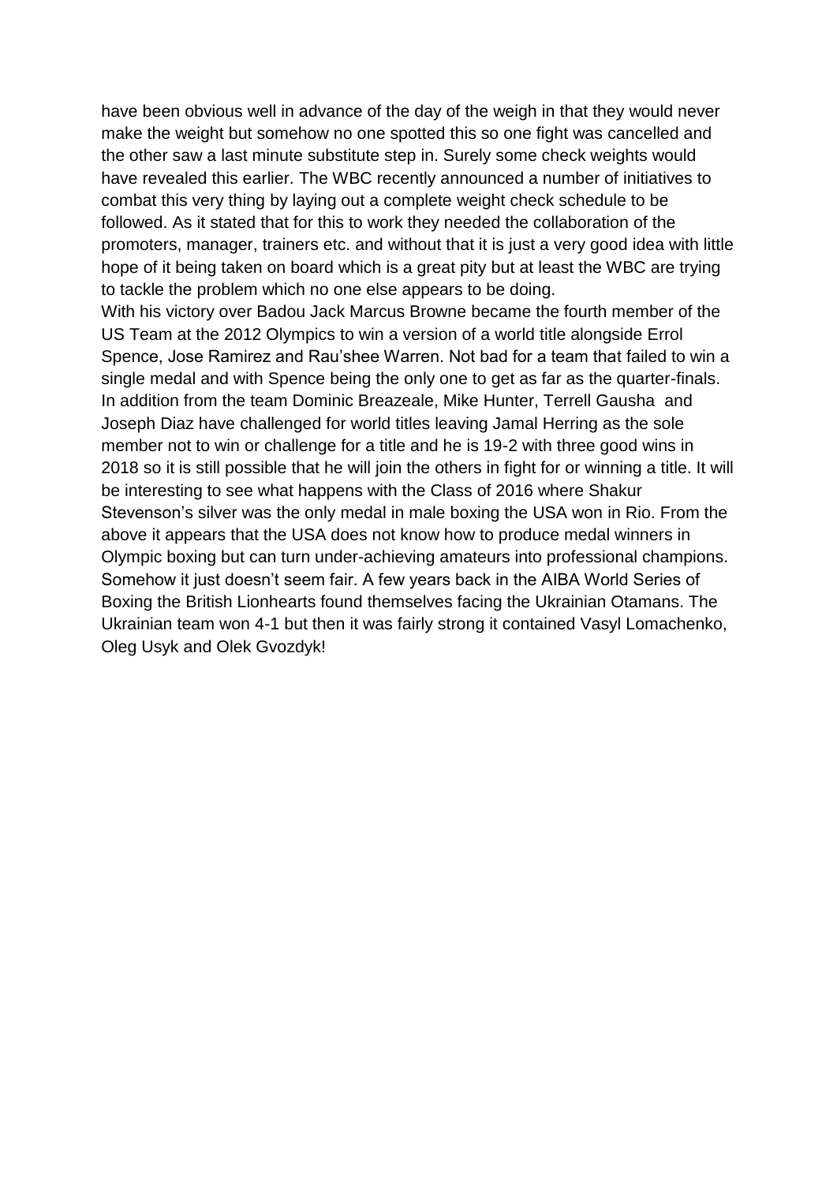have been obvious well in advance of the day of the weigh in that they would never make the weight but somehow no one spotted this so one fight was cancelled and the other saw a last minute substitute step in. Surely some check weights would have revealed this earlier. The WBC recently announced a number of initiatives to combat this very thing by laying out a complete weight check schedule to be followed. As it stated that for this to work they needed the collaboration of the promoters, manager, trainers etc. and without that it is just a very good idea with little hope of it being taken on board which is a great pity but at least the WBC are trying to tackle the problem which no one else appears to be doing.

With his victory over Badou Jack Marcus Browne became the fourth member of the US Team at the 2012 Olympics to win a version of a world title alongside Errol Spence, Jose Ramirez and Rau'shee Warren. Not bad for a team that failed to win a single medal and with Spence being the only one to get as far as the quarter-finals. In addition from the team Dominic Breazeale, Mike Hunter, Terrell Gausha and Joseph Diaz have challenged for world titles leaving Jamal Herring as the sole member not to win or challenge for a title and he is 19-2 with three good wins in 2018 so it is still possible that he will join the others in fight for or winning a title. It will be interesting to see what happens with the Class of 2016 where Shakur Stevenson's silver was the only medal in male boxing the USA won in Rio. From the above it appears that the USA does not know how to produce medal winners in Olympic boxing but can turn under-achieving amateurs into professional champions. Somehow it just doesn't seem fair. A few years back in the AIBA World Series of Boxing the British Lionhearts found themselves facing the Ukrainian Otamans. The Ukrainian team won 4-1 but then it was fairly strong it contained Vasyl Lomachenko, Oleg Usyk and Olek Gvozdyk!